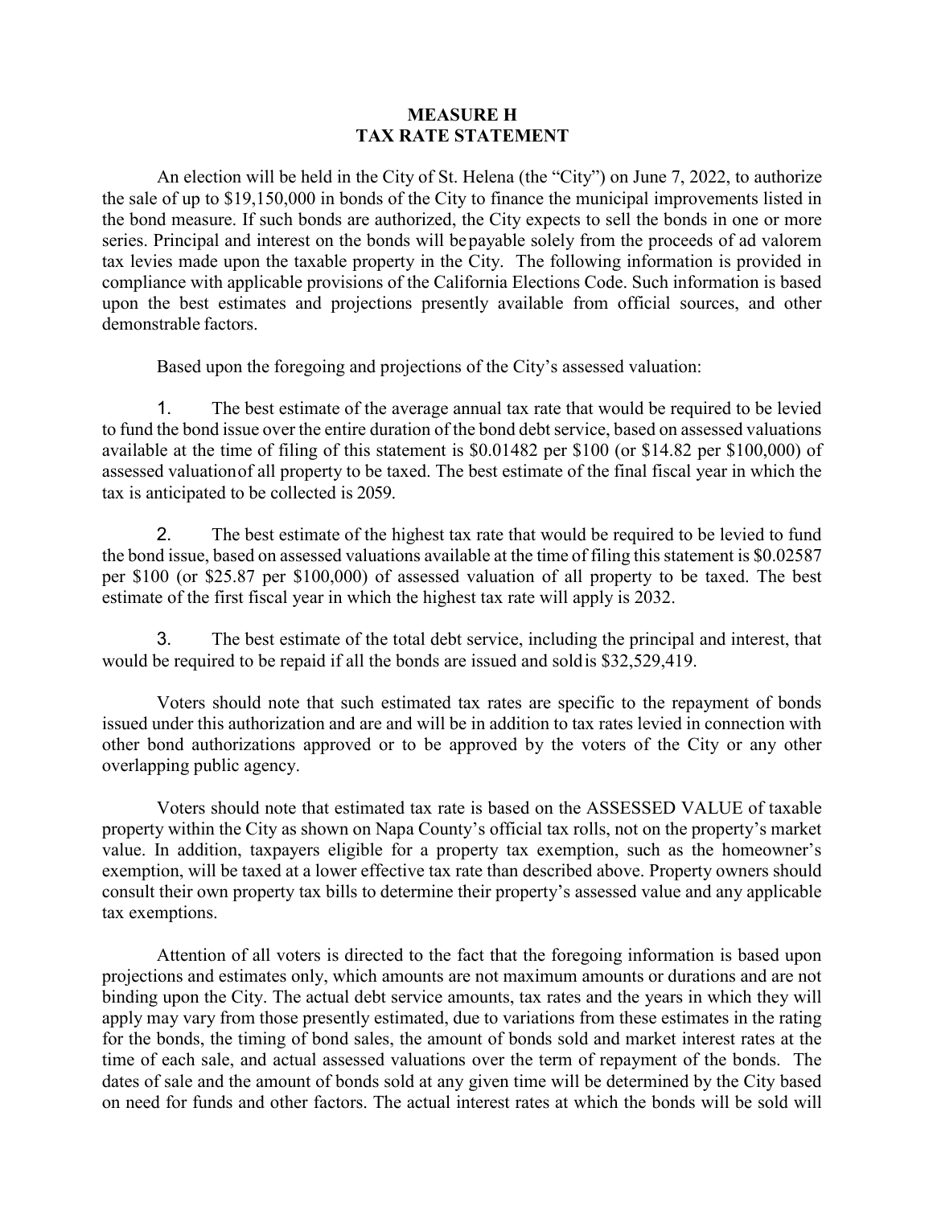# MEASURE H
# TAX RATE STATEMENT

An election will be held in the City of St. Helena (the "City") on June 7, 2022, to authorize the sale of up to $19,150,000 in bonds of the City to finance the municipal improvements listed in the bond measure. If such bonds are authorized, the City expects to sell the bonds in one or more series. Principal and interest on the bonds will be payable solely from the proceeds of ad valorem tax levies made upon the taxable property in the City. The following information is provided in compliance with applicable provisions of the California Elections Code. Such information is based upon the best estimates and projections presently available from official sources, and other demonstrable factors.

Based upon the foregoing and projections of the City's assessed valuation:

1. The best estimate of the average annual tax rate that would be required to be levied to fund the bond issue over the entire duration of the bond debt service, based on assessed valuations available at the time of filing of this statement is $0.01482 per $100 (or $14.82 per $100,000) of assessed valuation of all property to be taxed. The best estimate of the final fiscal year in which the tax is anticipated to be collected is 2059.

2. The best estimate of the highest tax rate that would be required to be levied to fund the bond issue, based on assessed valuations available at the time of filing this statement is $0.02587 per $100 (or $25.87 per $100,000) of assessed valuation of all property to be taxed. The best estimate of the first fiscal year in which the highest tax rate will apply is 2032.

3. The best estimate of the total debt service, including the principal and interest, that would be required to be repaid if all the bonds are issued and sold is $32,529,419.

Voters should note that such estimated tax rates are specific to the repayment of bonds issued under this authorization and are and will be in addition to tax rates levied in connection with other bond authorizations approved or to be approved by the voters of the City or any other overlapping public agency.

Voters should note that estimated tax rate is based on the ASSESSED VALUE of taxable property within the City as shown on Napa County's official tax rolls, not on the property's market value. In addition, taxpayers eligible for a property tax exemption, such as the homeowner's exemption, will be taxed at a lower effective tax rate than described above. Property owners should consult their own property tax bills to determine their property's assessed value and any applicable tax exemptions.

Attention of all voters is directed to the fact that the foregoing information is based upon projections and estimates only, which amounts are not maximum amounts or durations and are not binding upon the City. The actual debt service amounts, tax rates and the years in which they will apply may vary from those presently estimated, due to variations from these estimates in the rating for the bonds, the timing of bond sales, the amount of bonds sold and market interest rates at the time of each sale, and actual assessed valuations over the term of repayment of the bonds. The dates of sale and the amount of bonds sold at any given time will be determined by the City based on need for funds and other factors. The actual interest rates at which the bonds will be sold will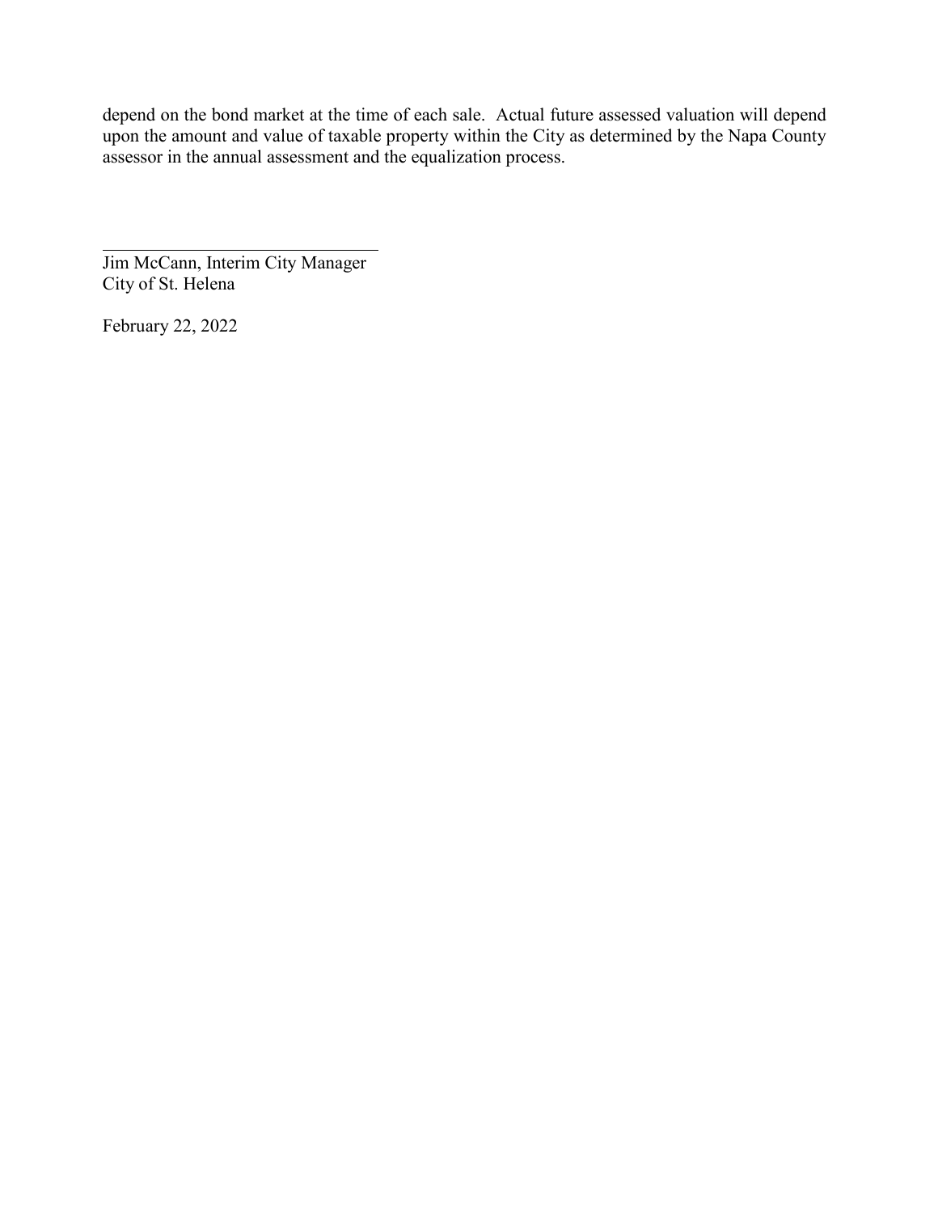depend on the bond market at the time of each sale. Actual future assessed valuation will depend upon the amount and value of taxable property within the City as determined by the Napa County assessor in the annual assessment and the equalization process.

\_\_\_\_\_\_\_\_\_\_\_\_\_\_\_\_\_\_\_\_\_\_\_\_\_\_\_\_\_\_

Jim McCann, Interim City Manager
City of St. Helena

February 22, 2022